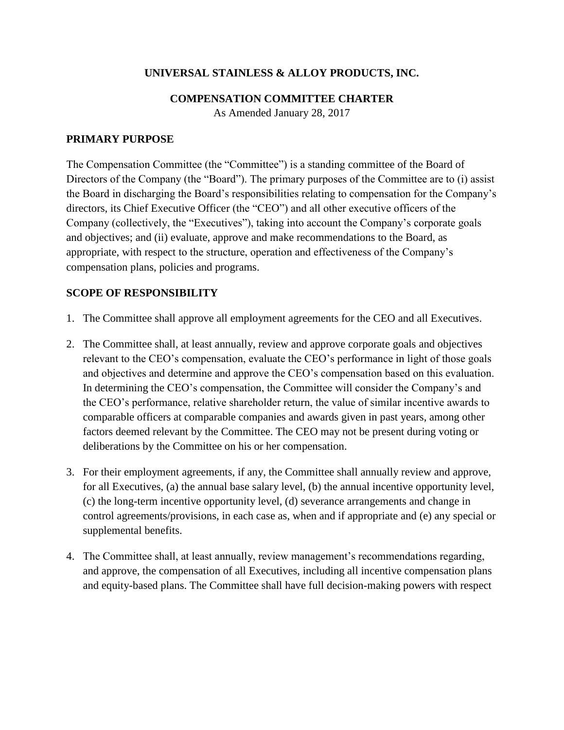# UNIVERSAL STAINLESS & ALLOY PRODUCTS, INC.

## COMPENSATION COMMITTEE CHARTER

As Amended January 28, 2017

### PRIMARY PURPOSE

The Compensation Committee (the "Committee") is a standing committee of the Board of Directors of the Company (the "Board"). The primary purposes of the Committee are to (i) assist the Board in discharging the Board's responsibilities relating to compensation for the Company's directors, its Chief Executive Officer (the "CEO") and all other executive officers of the Company (collectively, the "Executives"), taking into account the Company's corporate goals and objectives; and (ii) evaluate, approve and make recommendations to the Board, as appropriate, with respect to the structure, operation and effectiveness of the Company's compensation plans, policies and programs.

### SCOPE OF RESPONSIBILITY

1. The Committee shall approve all employment agreements for the CEO and all Executives.

2. The Committee shall, at least annually, review and approve corporate goals and objectives relevant to the CEO's compensation, evaluate the CEO's performance in light of those goals and objectives and determine and approve the CEO's compensation based on this evaluation. In determining the CEO's compensation, the Committee will consider the Company's and the CEO's performance, relative shareholder return, the value of similar incentive awards to comparable officers at comparable companies and awards given in past years, among other factors deemed relevant by the Committee. The CEO may not be present during voting or deliberations by the Committee on his or her compensation.

3. For their employment agreements, if any, the Committee shall annually review and approve, for all Executives, (a) the annual base salary level, (b) the annual incentive opportunity level, (c) the long-term incentive opportunity level, (d) severance arrangements and change in control agreements/provisions, in each case as, when and if appropriate and (e) any special or supplemental benefits.

4. The Committee shall, at least annually, review management's recommendations regarding, and approve, the compensation of all Executives, including all incentive compensation plans and equity-based plans. The Committee shall have full decision-making powers with respect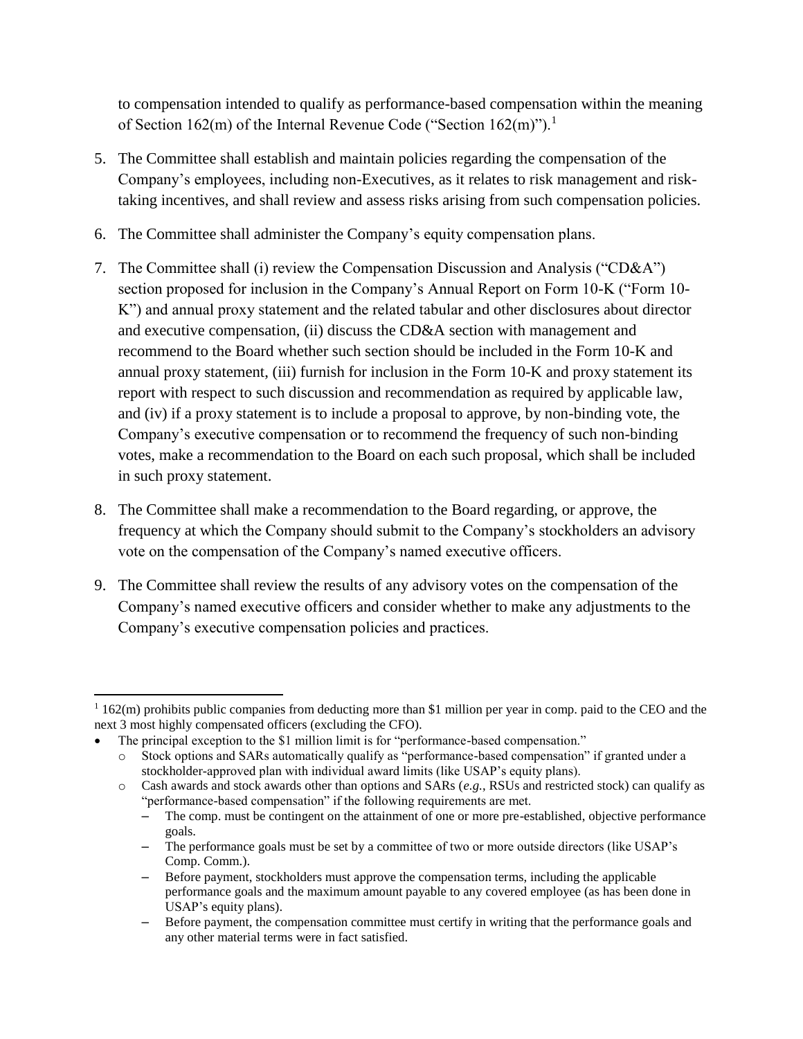to compensation intended to qualify as performance-based compensation within the meaning of Section 162(m) of the Internal Revenue Code ("Section 162(m)").[1]

5. The Committee shall establish and maintain policies regarding the compensation of the Company's employees, including non-Executives, as it relates to risk management and risk-taking incentives, and shall review and assess risks arising from such compensation policies.

6. The Committee shall administer the Company's equity compensation plans.

7. The Committee shall (i) review the Compensation Discussion and Analysis ("CD&A") section proposed for inclusion in the Company's Annual Report on Form 10-K ("Form 10-K") and annual proxy statement and the related tabular and other disclosures about director and executive compensation, (ii) discuss the CD&A section with management and recommend to the Board whether such section should be included in the Form 10-K and annual proxy statement, (iii) furnish for inclusion in the Form 10-K and proxy statement its report with respect to such discussion and recommendation as required by applicable law, and (iv) if a proxy statement is to include a proposal to approve, by non-binding vote, the Company's executive compensation or to recommend the frequency of such non-binding votes, make a recommendation to the Board on each such proposal, which shall be included in such proxy statement.

8. The Committee shall make a recommendation to the Board regarding, or approve, the frequency at which the Company should submit to the Company's stockholders an advisory vote on the compensation of the Company's named executive officers.

9. The Committee shall review the results of any advisory votes on the compensation of the Company's named executive officers and consider whether to make any adjustments to the Company's executive compensation policies and practices.

---

[1] 162(m) prohibits public companies from deducting more than $1 million per year in comp. paid to the CEO and the next 3 most highly compensated officers (excluding the CFO).

- The principal exception to the $1 million limit is for "performance-based compensation."
  - Stock options and SARs automatically qualify as "performance-based compensation" if granted under a stockholder-approved plan with individual award limits (like USAP's equity plans).
  - Cash awards and stock awards other than options and SARs (*e.g.*, RSUs and restricted stock) can qualify as "performance-based compensation" if the following requirements are met.
    - The comp. must be contingent on the attainment of one or more pre-established, objective performance goals.
    - The performance goals must be set by a committee of two or more outside directors (like USAP's Comp. Comm.).
    - Before payment, stockholders must approve the compensation terms, including the applicable performance goals and the maximum amount payable to any covered employee (as has been done in USAP's equity plans).
    - Before payment, the compensation committee must certify in writing that the performance goals and any other material terms were in fact satisfied.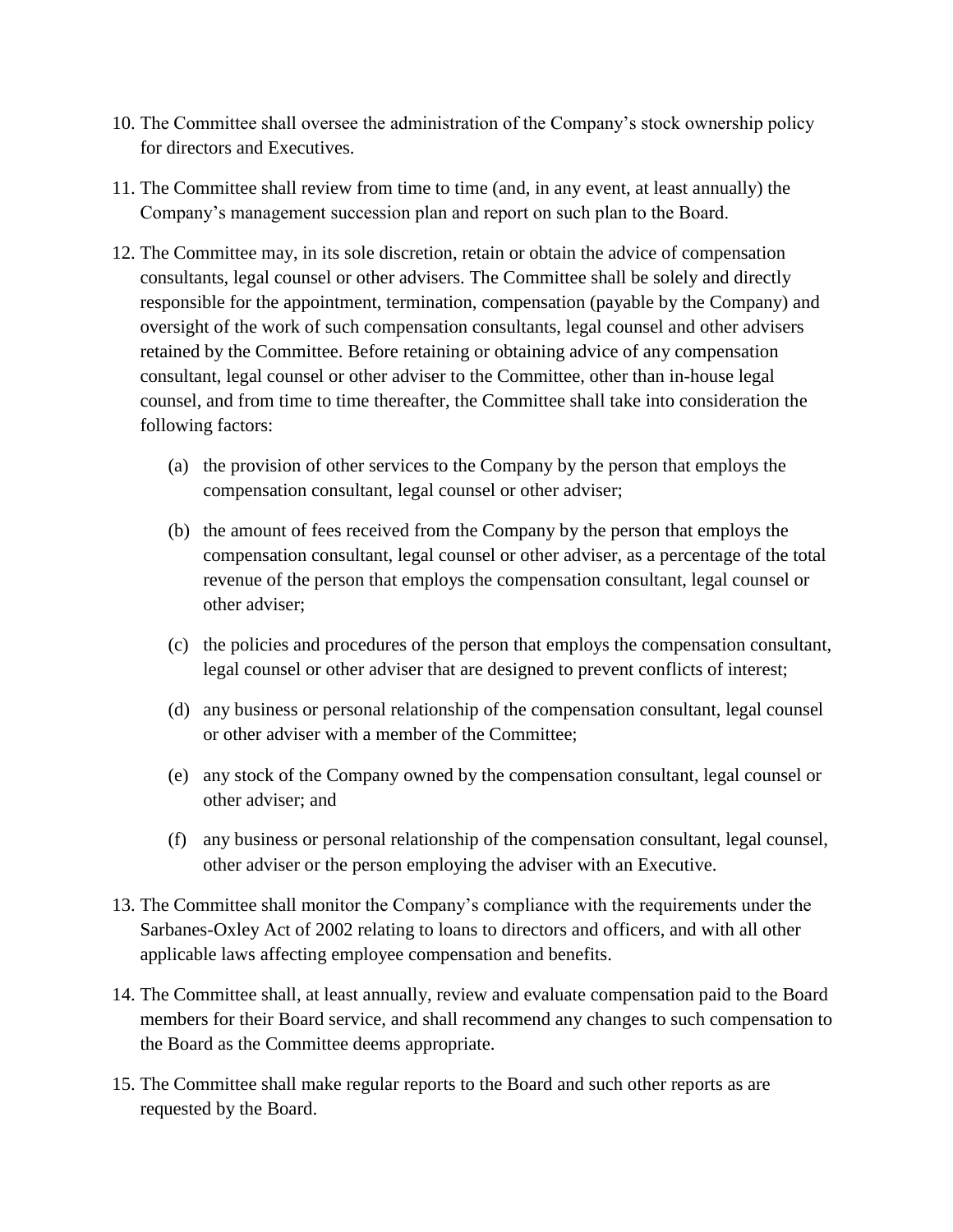10. The Committee shall oversee the administration of the Company's stock ownership policy for directors and Executives.

11. The Committee shall review from time to time (and, in any event, at least annually) the Company's management succession plan and report on such plan to the Board.

12. The Committee may, in its sole discretion, retain or obtain the advice of compensation consultants, legal counsel or other advisers. The Committee shall be solely and directly responsible for the appointment, termination, compensation (payable by the Company) and oversight of the work of such compensation consultants, legal counsel and other advisers retained by the Committee. Before retaining or obtaining advice of any compensation consultant, legal counsel or other adviser to the Committee, other than in-house legal counsel, and from time to time thereafter, the Committee shall take into consideration the following factors:

    (a) the provision of other services to the Company by the person that employs the compensation consultant, legal counsel or other adviser;

    (b) the amount of fees received from the Company by the person that employs the compensation consultant, legal counsel or other adviser, as a percentage of the total revenue of the person that employs the compensation consultant, legal counsel or other adviser;

    (c) the policies and procedures of the person that employs the compensation consultant, legal counsel or other adviser that are designed to prevent conflicts of interest;

    (d) any business or personal relationship of the compensation consultant, legal counsel or other adviser with a member of the Committee;

    (e) any stock of the Company owned by the compensation consultant, legal counsel or other adviser; and

    (f) any business or personal relationship of the compensation consultant, legal counsel, other adviser or the person employing the adviser with an Executive.

13. The Committee shall monitor the Company's compliance with the requirements under the Sarbanes-Oxley Act of 2002 relating to loans to directors and officers, and with all other applicable laws affecting employee compensation and benefits.

14. The Committee shall, at least annually, review and evaluate compensation paid to the Board members for their Board service, and shall recommend any changes to such compensation to the Board as the Committee deems appropriate.

15. The Committee shall make regular reports to the Board and such other reports as are requested by the Board.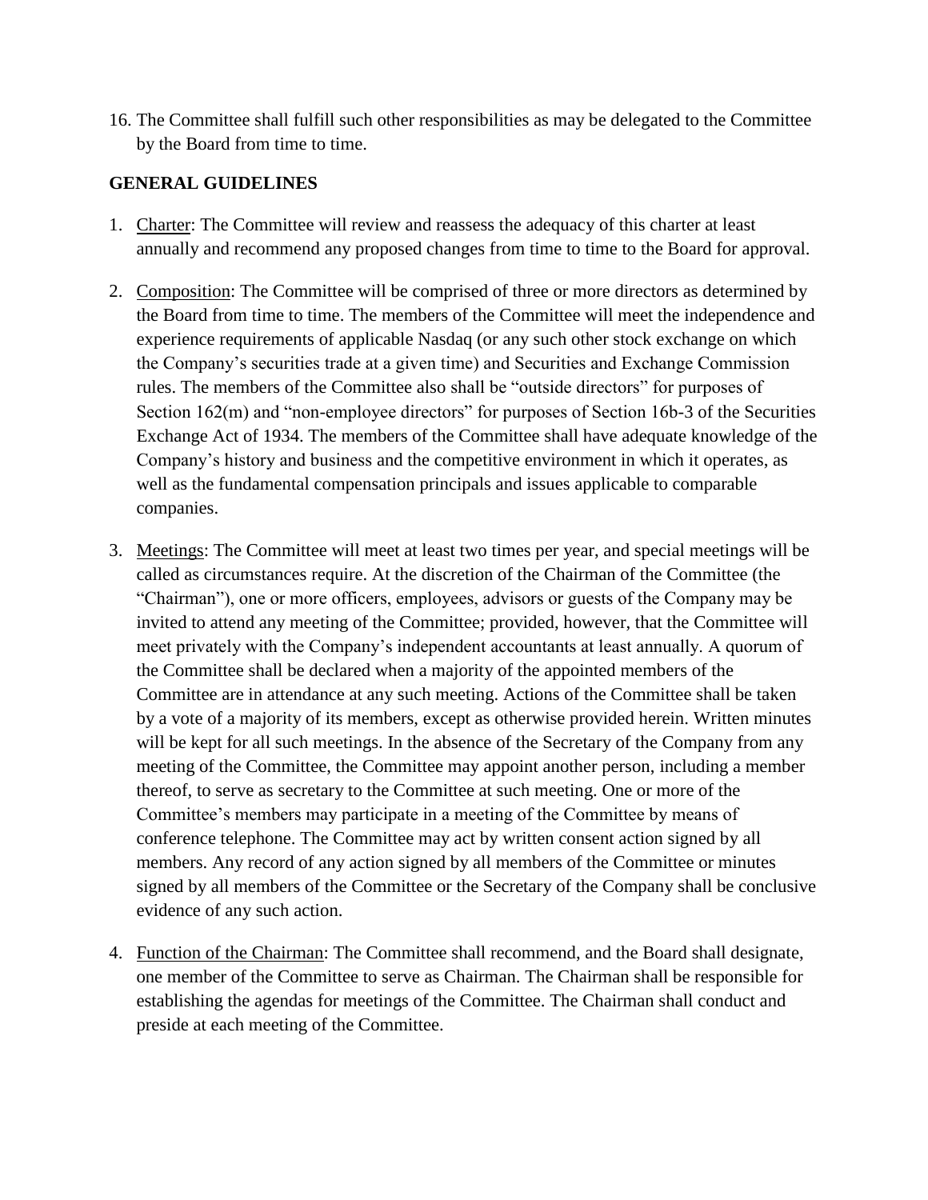16. The Committee shall fulfill such other responsibilities as may be delegated to the Committee by the Board from time to time.

**GENERAL GUIDELINES**

1. Charter: The Committee will review and reassess the adequacy of this charter at least annually and recommend any proposed changes from time to time to the Board for approval.

2. Composition: The Committee will be comprised of three or more directors as determined by the Board from time to time. The members of the Committee will meet the independence and experience requirements of applicable Nasdaq (or any such other stock exchange on which the Company's securities trade at a given time) and Securities and Exchange Commission rules. The members of the Committee also shall be "outside directors" for purposes of Section 162(m) and "non-employee directors" for purposes of Section 16b-3 of the Securities Exchange Act of 1934. The members of the Committee shall have adequate knowledge of the Company's history and business and the competitive environment in which it operates, as well as the fundamental compensation principals and issues applicable to comparable companies.

3. Meetings: The Committee will meet at least two times per year, and special meetings will be called as circumstances require. At the discretion of the Chairman of the Committee (the "Chairman"), one or more officers, employees, advisors or guests of the Company may be invited to attend any meeting of the Committee; provided, however, that the Committee will meet privately with the Company's independent accountants at least annually. A quorum of the Committee shall be declared when a majority of the appointed members of the Committee are in attendance at any such meeting. Actions of the Committee shall be taken by a vote of a majority of its members, except as otherwise provided herein. Written minutes will be kept for all such meetings. In the absence of the Secretary of the Company from any meeting of the Committee, the Committee may appoint another person, including a member thereof, to serve as secretary to the Committee at such meeting. One or more of the Committee's members may participate in a meeting of the Committee by means of conference telephone. The Committee may act by written consent action signed by all members. Any record of any action signed by all members of the Committee or minutes signed by all members of the Committee or the Secretary of the Company shall be conclusive evidence of any such action.

4. Function of the Chairman: The Committee shall recommend, and the Board shall designate, one member of the Committee to serve as Chairman. The Chairman shall be responsible for establishing the agendas for meetings of the Committee. The Chairman shall conduct and preside at each meeting of the Committee.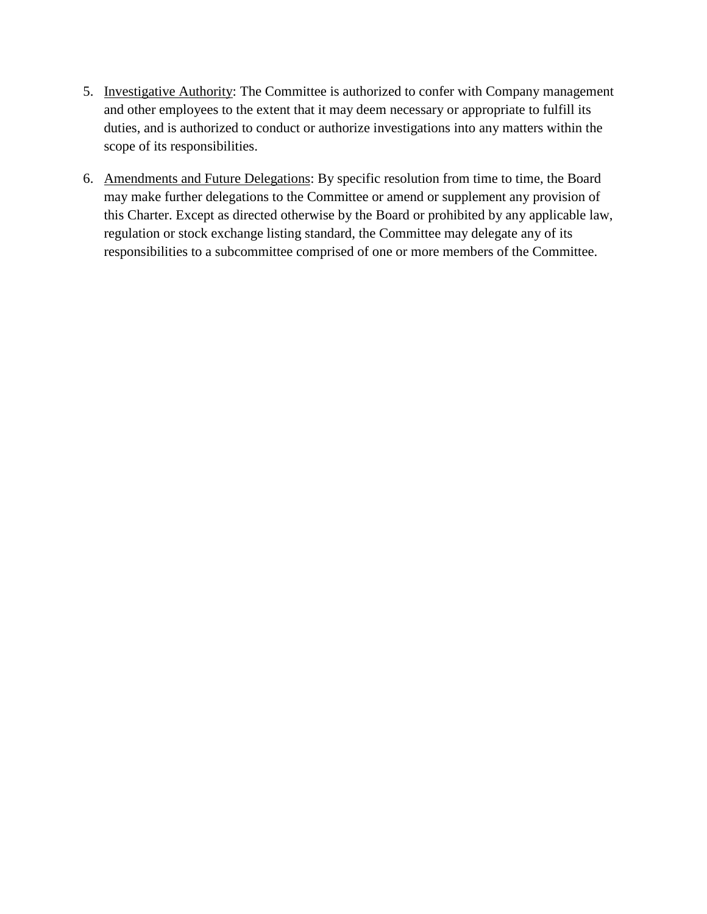5. <u>Investigative Authority</u>: The Committee is authorized to confer with Company management and other employees to the extent that it may deem necessary or appropriate to fulfill its duties, and is authorized to conduct or authorize investigations into any matters within the scope of its responsibilities.

6. <u>Amendments and Future Delegations</u>: By specific resolution from time to time, the Board may make further delegations to the Committee or amend or supplement any provision of this Charter. Except as directed otherwise by the Board or prohibited by any applicable law, regulation or stock exchange listing standard, the Committee may delegate any of its responsibilities to a subcommittee comprised of one or more members of the Committee.